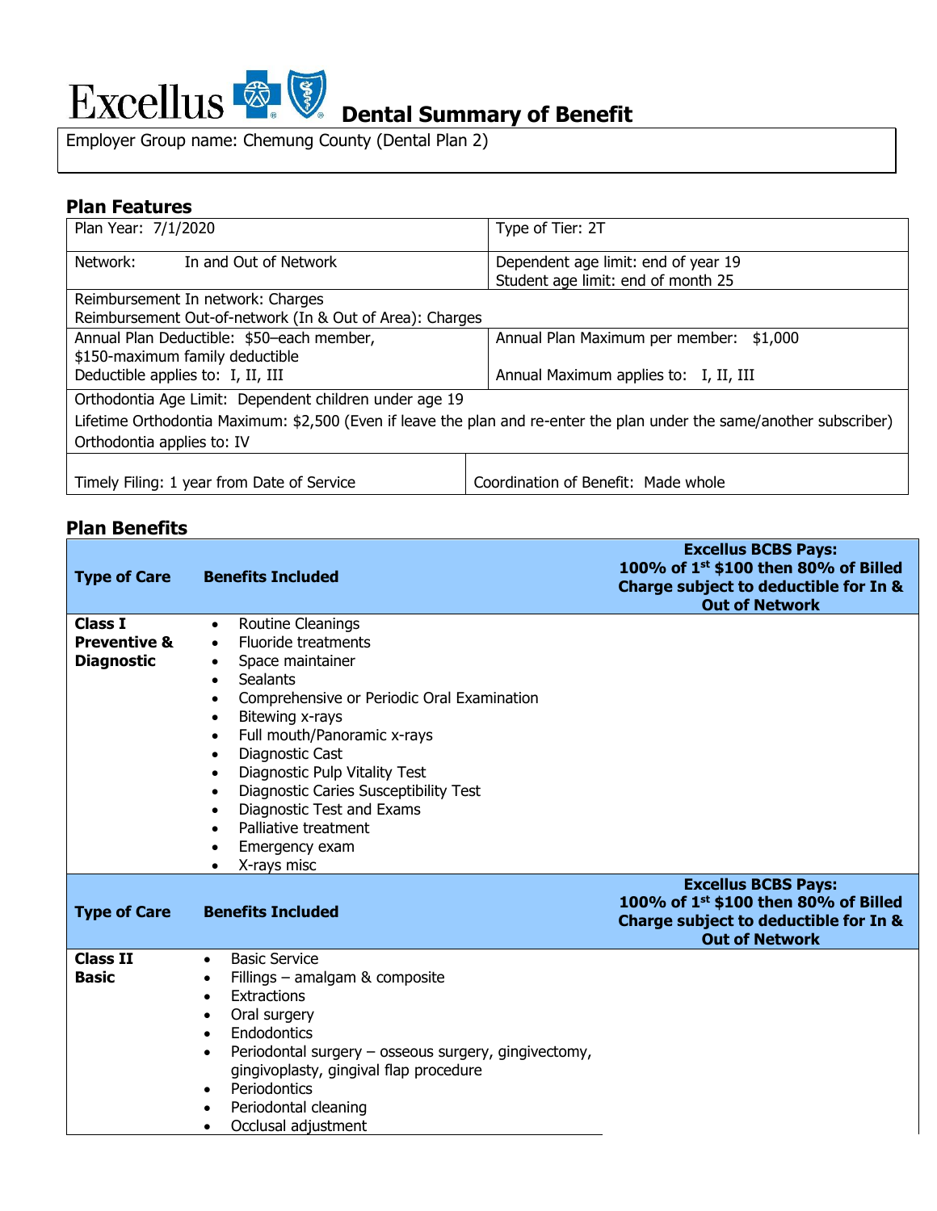# Excellus Dental Summary of Benefit

Employer Group name: Chemung County (Dental Plan 2)

## Plan Features

| | |
|---|---|
| Plan Year: 7/1/2020 | Type of Tier: 2T |
| Network: In and Out of Network | Dependent age limit: end of year 19<br>Student age limit: end of month 25 |
| Reimbursement In network: Charges<br>Reimbursement Out-of-network (In & Out of Area): Charges | |
| Annual Plan Deductible: $50–each member, $150-maximum family deductible<br>Deductible applies to: I, II, III | Annual Plan Maximum per member: $1,000<br>Annual Maximum applies to: I, II, III |
| Orthodontia Age Limit: Dependent children under age 19<br>Lifetime Orthodontia Maximum: $2,500 (Even if leave the plan and re-enter the plan under the same/another subscriber)<br>Orthodontia applies to: IV | |
| Timely Filing: 1 year from Date of Service | Coordination of Benefit: Made whole |

## Plan Benefits

| Type of Care | Benefits Included | Excellus BCBS Pays: 100% of 1st $100 then 80% of Billed Charge subject to deductible for In & Out of Network |
|---|---|---|
| **Class I Preventive & Diagnostic** | • Routine Cleanings<br>• Fluoride treatments<br>• Space maintainer<br>• Sealants<br>• Comprehensive or Periodic Oral Examination<br>• Bitewing x-rays<br>• Full mouth/Panoramic x-rays<br>• Diagnostic Cast<br>• Diagnostic Pulp Vitality Test<br>• Diagnostic Caries Susceptibility Test<br>• Diagnostic Test and Exams<br>• Palliative treatment<br>• Emergency exam<br>• X-rays misc | |

| Type of Care | Benefits Included | Excellus BCBS Pays: 100% of 1st $100 then 80% of Billed Charge subject to deductible for In & Out of Network |
|---|---|---|
| **Class II Basic** | • Basic Service<br>• Fillings – amalgam & composite<br>• Extractions<br>• Oral surgery<br>• Endodontics<br>• Periodontal surgery – osseous surgery, gingivectomy, gingivoplasty, gingival flap procedure<br>• Periodontics<br>• Periodontal cleaning<br>• Occlusal adjustment | |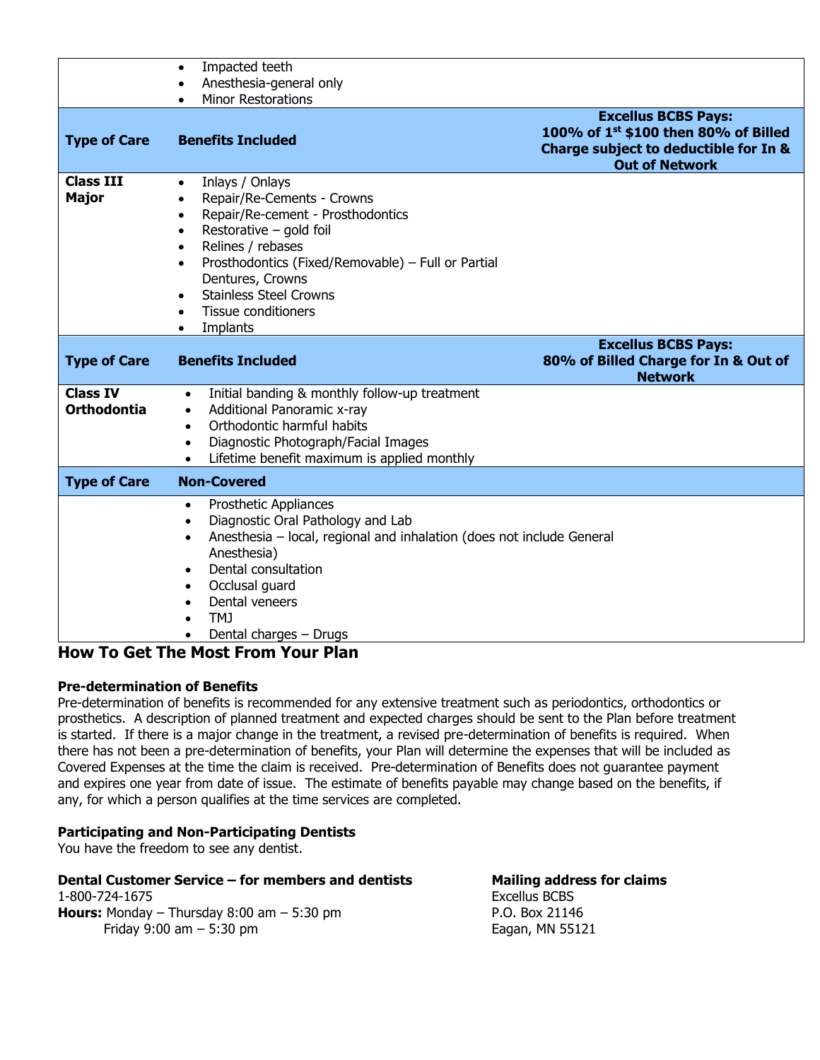| Type of Care | Benefits Included | Excellus BCBS Pays |
|---|---|---|
| | • Impacted teeth<br>• Anesthesia-general only<br>• Minor Restorations | |
| **Type of Care** | **Benefits Included** | **Excellus BCBS Pays: 100% of 1st $100 then 80% of Billed Charge subject to deductible for In & Out of Network** |
| **Class III Major** | • Inlays / Onlays<br>• Repair/Re-Cements - Crowns<br>• Repair/Re-cement - Prosthodontics<br>• Restorative – gold foil<br>• Relines / rebases<br>• Prosthodontics (Fixed/Removable) – Full or Partial Dentures, Crowns<br>• Stainless Steel Crowns<br>• Tissue conditioners<br>• Implants | |
| **Type of Care** | **Benefits Included** | **Excellus BCBS Pays: 80% of Billed Charge for In & Out of Network** |
| **Class IV Orthodontia** | • Initial banding & monthly follow-up treatment<br>• Additional Panoramic x-ray<br>• Orthodontic harmful habits<br>• Diagnostic Photograph/Facial Images<br>• Lifetime benefit maximum is applied monthly | |
| **Type of Care** | **Non-Covered** | |
| | • Prosthetic Appliances<br>• Diagnostic Oral Pathology and Lab<br>• Anesthesia – local, regional and inhalation (does not include General Anesthesia)<br>• Dental consultation<br>• Occlusal guard<br>• Dental veneers<br>• TMJ<br>• Dental charges – Drugs | |

## How To Get The Most From Your Plan

**Pre-determination of Benefits**

Pre-determination of benefits is recommended for any extensive treatment such as periodontics, orthodontics or prosthetics. A description of planned treatment and expected charges should be sent to the Plan before treatment is started. If there is a major change in the treatment, a revised pre-determination of benefits is required. When there has not been a pre-determination of benefits, your Plan will determine the expenses that will be included as Covered Expenses at the time the claim is received. Pre-determination of Benefits does not guarantee payment and expires one year from date of issue. The estimate of benefits payable may change based on the benefits, if any, for which a person qualifies at the time services are completed.

**Participating and Non-Participating Dentists**

You have the freedom to see any dentist.

**Dental Customer Service – for members and dentists**

1-800-724-1675

**Hours:** Monday – Thursday 8:00 am – 5:30 pm

Friday 9:00 am – 5:30 pm

**Mailing address for claims**

Excellus BCBS

P.O. Box 21146

Eagan, MN 55121